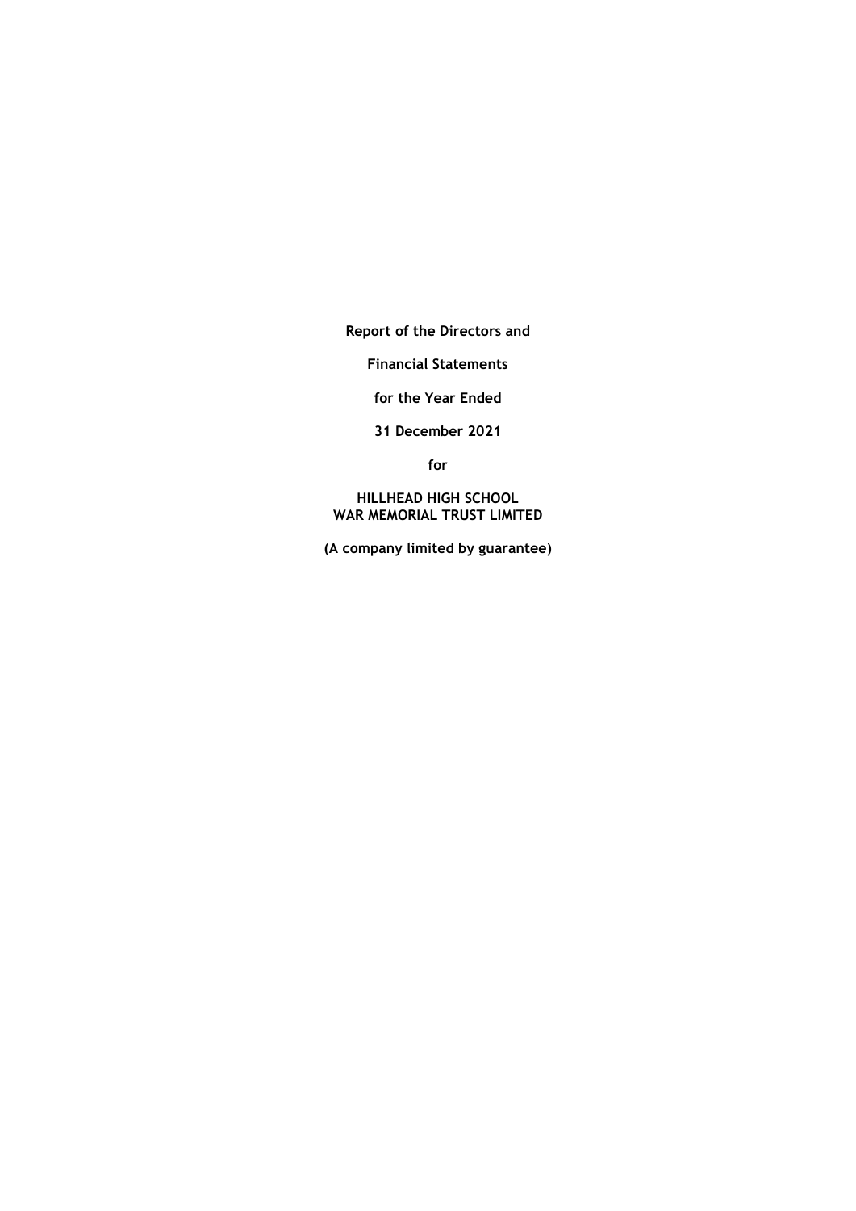**Report of the Directors and**

**Financial Statements**

**for the Year Ended**

**31 December 2021**

**for**

**HILLHEAD HIGH SCHOOL**
**WAR MEMORIAL TRUST LIMITED**

**(A company limited by guarantee)**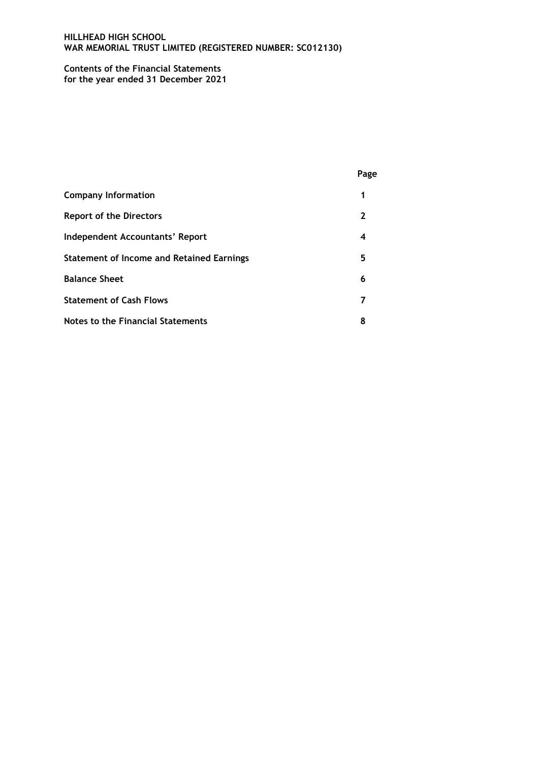**HILLHEAD HIGH SCHOOL**
**WAR MEMORIAL TRUST LIMITED (REGISTERED NUMBER: SC012130)**

**Contents of the Financial Statements**
**for the year ended 31 December 2021**

| | Page |
|---|---|
| **Company Information** | 1 |
| **Report of the Directors** | 2 |
| **Independent Accountants' Report** | 4 |
| **Statement of Income and Retained Earnings** | 5 |
| **Balance Sheet** | 6 |
| **Statement of Cash Flows** | 7 |
| **Notes to the Financial Statements** | 8 |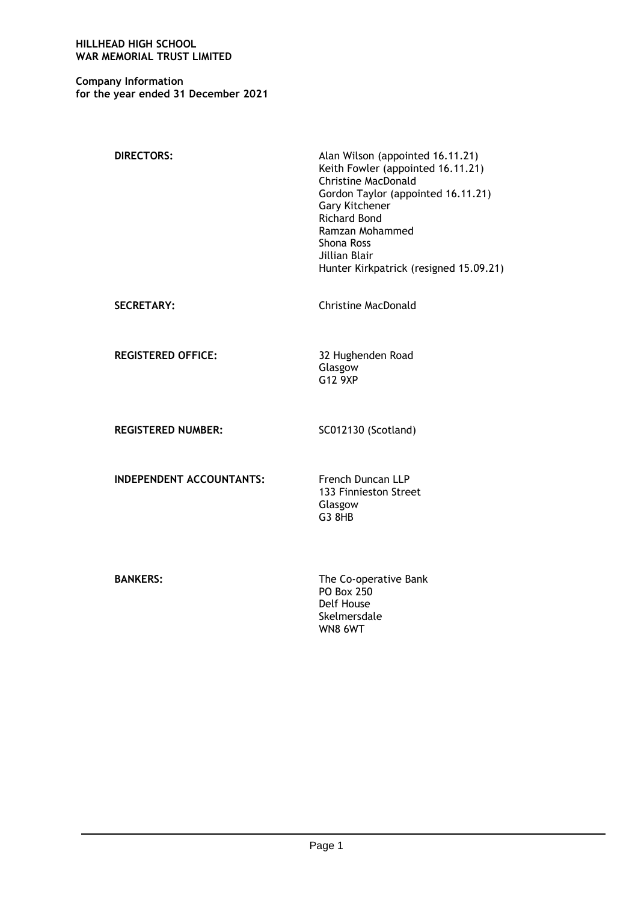**HILLHEAD HIGH SCHOOL**
**WAR MEMORIAL TRUST LIMITED**

**Company Information**
**for the year ended 31 December 2021**

| | |
|---|---|
| **DIRECTORS:** | Alan Wilson (appointed 16.11.21)<br>Keith Fowler (appointed 16.11.21)<br>Christine MacDonald<br>Gordon Taylor (appointed 16.11.21)<br>Gary Kitchener<br>Richard Bond<br>Ramzan Mohammed<br>Shona Ross<br>Jillian Blair<br>Hunter Kirkpatrick (resigned 15.09.21) |
| **SECRETARY:** | Christine MacDonald |
| **REGISTERED OFFICE:** | 32 Hughenden Road<br>Glasgow<br>G12 9XP |
| **REGISTERED NUMBER:** | SC012130 (Scotland) |
| **INDEPENDENT ACCOUNTANTS:** | French Duncan LLP<br>133 Finnieston Street<br>Glasgow<br>G3 8HB |
| **BANKERS:** | The Co-operative Bank<br>PO Box 250<br>Delf House<br>Skelmersdale<br>WN8 6WT |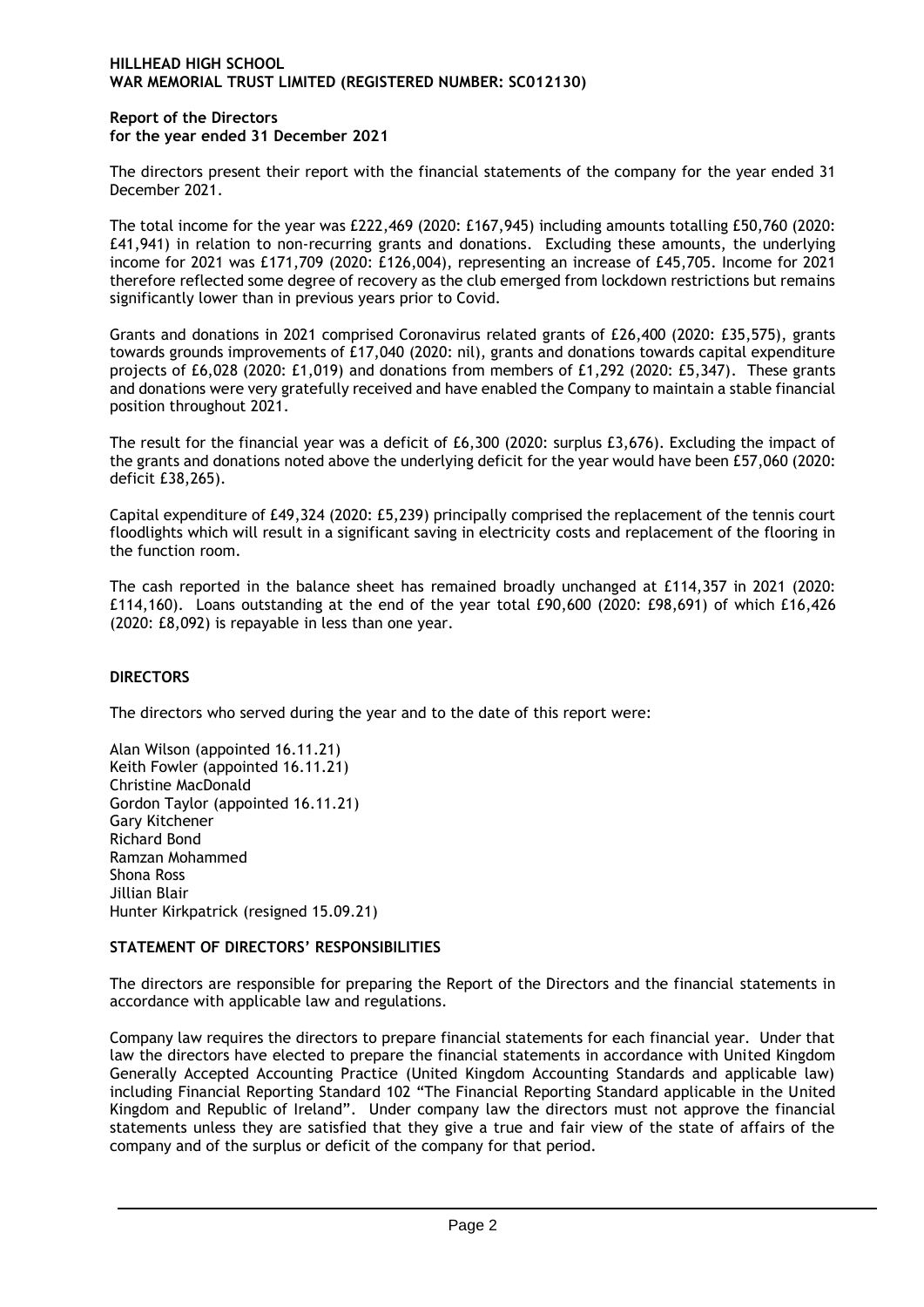**HILLHEAD HIGH SCHOOL**
**WAR MEMORIAL TRUST LIMITED (REGISTERED NUMBER: SC012130)**

**Report of the Directors**
**for the year ended 31 December 2021**

The directors present their report with the financial statements of the company for the year ended 31 December 2021.

The total income for the year was £222,469 (2020: £167,945) including amounts totalling £50,760 (2020: £41,941) in relation to non-recurring grants and donations. Excluding these amounts, the underlying income for 2021 was £171,709 (2020: £126,004), representing an increase of £45,705. Income for 2021 therefore reflected some degree of recovery as the club emerged from lockdown restrictions but remains significantly lower than in previous years prior to Covid.

Grants and donations in 2021 comprised Coronavirus related grants of £26,400 (2020: £35,575), grants towards grounds improvements of £17,040 (2020: nil), grants and donations towards capital expenditure projects of £6,028 (2020: £1,019) and donations from members of £1,292 (2020: £5,347). These grants and donations were very gratefully received and have enabled the Company to maintain a stable financial position throughout 2021.

The result for the financial year was a deficit of £6,300 (2020: surplus £3,676). Excluding the impact of the grants and donations noted above the underlying deficit for the year would have been £57,060 (2020: deficit £38,265).

Capital expenditure of £49,324 (2020: £5,239) principally comprised the replacement of the tennis court floodlights which will result in a significant saving in electricity costs and replacement of the flooring in the function room.

The cash reported in the balance sheet has remained broadly unchanged at £114,357 in 2021 (2020: £114,160). Loans outstanding at the end of the year total £90,600 (2020: £98,691) of which £16,426 (2020: £8,092) is repayable in less than one year.

## DIRECTORS

The directors who served during the year and to the date of this report were:

Alan Wilson (appointed 16.11.21)
Keith Fowler (appointed 16.11.21)
Christine MacDonald
Gordon Taylor (appointed 16.11.21)
Gary Kitchener
Richard Bond
Ramzan Mohammed
Shona Ross
Jillian Blair
Hunter Kirkpatrick (resigned 15.09.21)

## STATEMENT OF DIRECTORS' RESPONSIBILITIES

The directors are responsible for preparing the Report of the Directors and the financial statements in accordance with applicable law and regulations.

Company law requires the directors to prepare financial statements for each financial year. Under that law the directors have elected to prepare the financial statements in accordance with United Kingdom Generally Accepted Accounting Practice (United Kingdom Accounting Standards and applicable law) including Financial Reporting Standard 102 "The Financial Reporting Standard applicable in the United Kingdom and Republic of Ireland". Under company law the directors must not approve the financial statements unless they are satisfied that they give a true and fair view of the state of affairs of the company and of the surplus or deficit of the company for that period.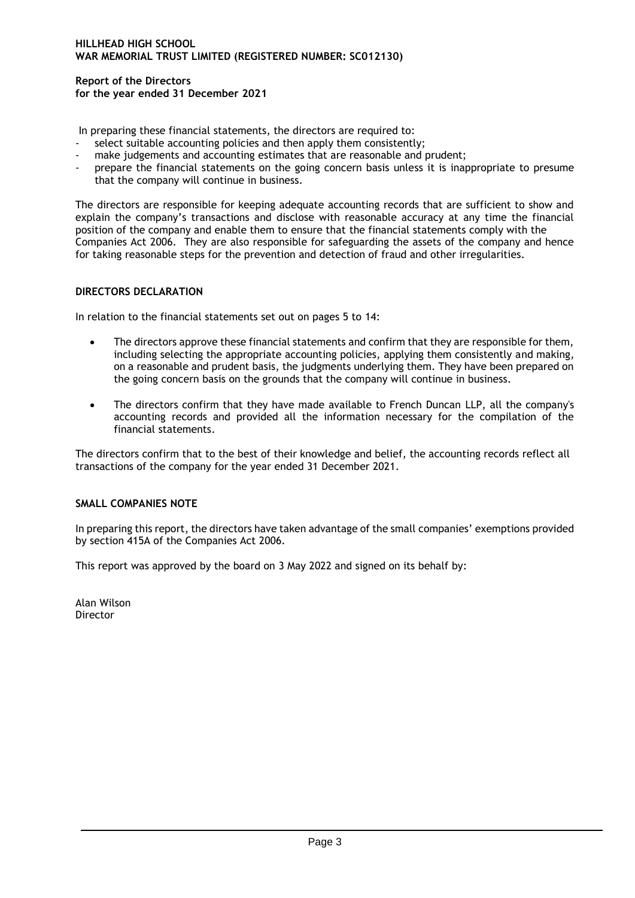In preparing these financial statements, the directors are required to:

- select suitable accounting policies and then apply them consistently;
- make judgements and accounting estimates that are reasonable and prudent;
- prepare the financial statements on the going concern basis unless it is inappropriate to presume that the company will continue in business.

The directors are responsible for keeping adequate accounting records that are sufficient to show and explain the company's transactions and disclose with reasonable accuracy at any time the financial position of the company and enable them to ensure that the financial statements comply with the Companies Act 2006. They are also responsible for safeguarding the assets of the company and hence for taking reasonable steps for the prevention and detection of fraud and other irregularities.

**DIRECTORS DECLARATION**

In relation to the financial statements set out on pages 5 to 14:

- The directors approve these financial statements and confirm that they are responsible for them, including selecting the appropriate accounting policies, applying them consistently and making, on a reasonable and prudent basis, the judgments underlying them. They have been prepared on the going concern basis on the grounds that the company will continue in business.
- The directors confirm that they have made available to French Duncan LLP, all the company's accounting records and provided all the information necessary for the compilation of the financial statements.

The directors confirm that to the best of their knowledge and belief, the accounting records reflect all transactions of the company for the year ended 31 December 2021.

**SMALL COMPANIES NOTE**

In preparing this report, the directors have taken advantage of the small companies' exemptions provided by section 415A of the Companies Act 2006.

This report was approved by the board on 3 May 2022 and signed on its behalf by:

Alan Wilson
Director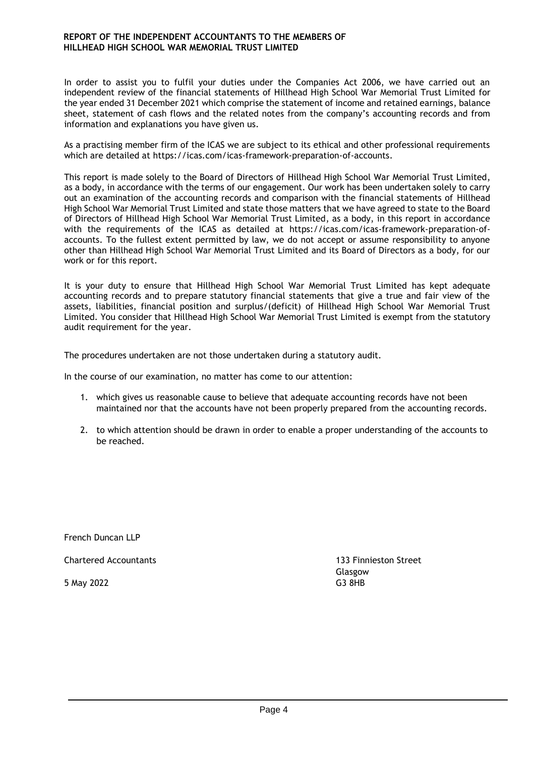## REPORT OF THE INDEPENDENT ACCOUNTANTS TO THE MEMBERS OF HILLHEAD HIGH SCHOOL WAR MEMORIAL TRUST LIMITED

In order to assist you to fulfil your duties under the Companies Act 2006, we have carried out an independent review of the financial statements of Hillhead High School War Memorial Trust Limited for the year ended 31 December 2021 which comprise the statement of income and retained earnings, balance sheet, statement of cash flows and the related notes from the company's accounting records and from information and explanations you have given us.

As a practising member firm of the ICAS we are subject to its ethical and other professional requirements which are detailed at https://icas.com/icas-framework-preparation-of-accounts.

This report is made solely to the Board of Directors of Hillhead High School War Memorial Trust Limited, as a body, in accordance with the terms of our engagement. Our work has been undertaken solely to carry out an examination of the accounting records and comparison with the financial statements of Hillhead High School War Memorial Trust Limited and state those matters that we have agreed to state to the Board of Directors of Hillhead High School War Memorial Trust Limited, as a body, in this report in accordance with the requirements of the ICAS as detailed at https://icas.com/icas-framework-preparation-of-accounts. To the fullest extent permitted by law, we do not accept or assume responsibility to anyone other than Hillhead High School War Memorial Trust Limited and its Board of Directors as a body, for our work or for this report.

It is your duty to ensure that Hillhead High School War Memorial Trust Limited has kept adequate accounting records and to prepare statutory financial statements that give a true and fair view of the assets, liabilities, financial position and surplus/(deficit) of Hillhead High School War Memorial Trust Limited. You consider that Hillhead High School War Memorial Trust Limited is exempt from the statutory audit requirement for the year.

The procedures undertaken are not those undertaken during a statutory audit.

In the course of our examination, no matter has come to our attention:

1. which gives us reasonable cause to believe that adequate accounting records have not been maintained nor that the accounts have not been properly prepared from the accounting records.

2. to which attention should be drawn in order to enable a proper understanding of the accounts to be reached.

French Duncan LLP

Chartered Accountants

5 May 2022

133 Finnieston Street
Glasgow
G3 8HB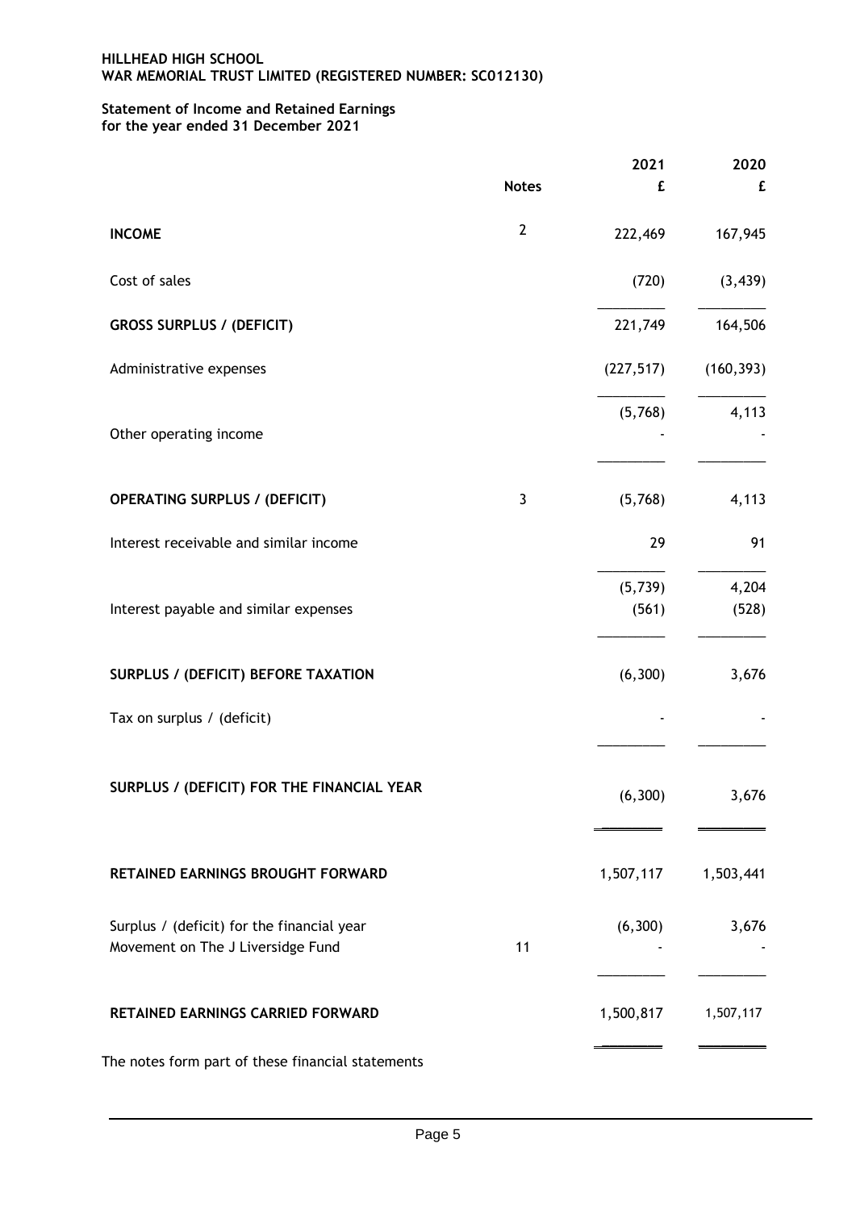**HILLHEAD HIGH SCHOOL**
**WAR MEMORIAL TRUST LIMITED (REGISTERED NUMBER: SC012130)**

**Statement of Income and Retained Earnings**
**for the year ended 31 December 2021**

| | Notes | 2021 £ | 2020 £ |
|---|---|---|---|
| **INCOME** | 2 | 222,469 | 167,945 |
| Cost of sales | | (720) | (3,439) |
| **GROSS SURPLUS / (DEFICIT)** | | 221,749 | 164,506 |
| Administrative expenses | | (227,517) | (160,393) |
| | | (5,768) | 4,113 |
| Other operating income | | - | - |
| **OPERATING SURPLUS / (DEFICIT)** | 3 | (5,768) | 4,113 |
| Interest receivable and similar income | | 29 | 91 |
| | | (5,739) | 4,204 |
| Interest payable and similar expenses | | (561) | (528) |
| **SURPLUS / (DEFICIT) BEFORE TAXATION** | | (6,300) | 3,676 |
| Tax on surplus / (deficit) | | - | - |
| **SURPLUS / (DEFICIT) FOR THE FINANCIAL YEAR** | | (6,300) | 3,676 |
| **RETAINED EARNINGS BROUGHT FORWARD** | | 1,507,117 | 1,503,441 |
| Surplus / (deficit) for the financial year | | (6,300) | 3,676 |
| Movement on The J Liversidge Fund | 11 | - | - |
| **RETAINED EARNINGS CARRIED FORWARD** | | 1,500,817 | 1,507,117 |

The notes form part of these financial statements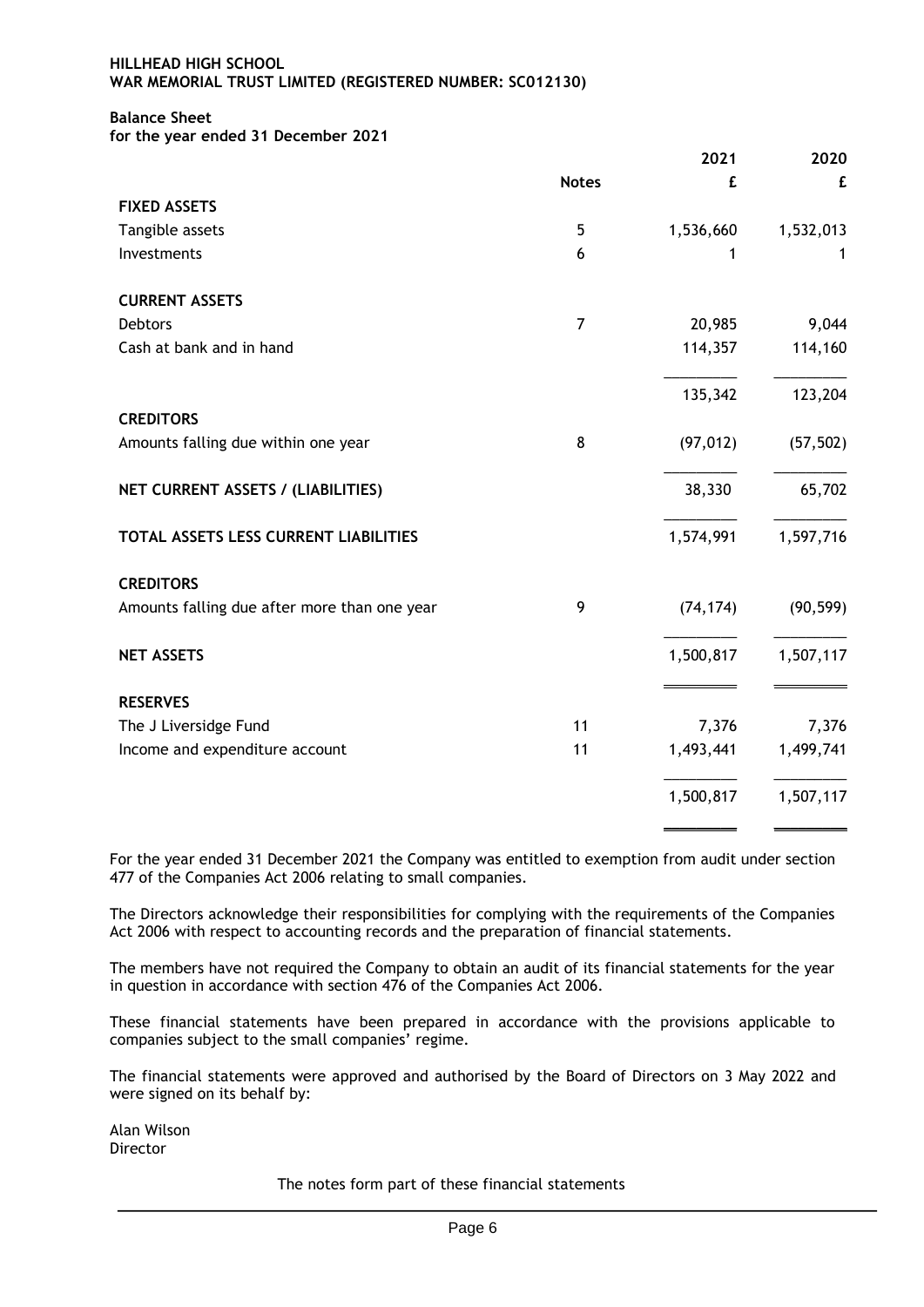**HILLHEAD HIGH SCHOOL**
**WAR MEMORIAL TRUST LIMITED (REGISTERED NUMBER: SC012130)**

**Balance Sheet**
**for the year ended 31 December 2021**

| | Notes | 2021 £ | 2020 £ |
|---|---|---|---|
| **FIXED ASSETS** | | | |
| Tangible assets | 5 | 1,536,660 | 1,532,013 |
| Investments | 6 | 1 | 1 |
| **CURRENT ASSETS** | | | |
| Debtors | 7 | 20,985 | 9,044 |
| Cash at bank and in hand | | 114,357 | 114,160 |
| | | 135,342 | 123,204 |
| **CREDITORS** | | | |
| Amounts falling due within one year | 8 | (97,012) | (57,502) |
| **NET CURRENT ASSETS / (LIABILITIES)** | | 38,330 | 65,702 |
| **TOTAL ASSETS LESS CURRENT LIABILITIES** | | 1,574,991 | 1,597,716 |
| **CREDITORS** | | | |
| Amounts falling due after more than one year | 9 | (74,174) | (90,599) |
| **NET ASSETS** | | 1,500,817 | 1,507,117 |
| **RESERVES** | | | |
| The J Liversidge Fund | 11 | 7,376 | 7,376 |
| Income and expenditure account | 11 | 1,493,441 | 1,499,741 |
| | | 1,500,817 | 1,507,117 |

For the year ended 31 December 2021 the Company was entitled to exemption from audit under section 477 of the Companies Act 2006 relating to small companies.

The Directors acknowledge their responsibilities for complying with the requirements of the Companies Act 2006 with respect to accounting records and the preparation of financial statements.

The members have not required the Company to obtain an audit of its financial statements for the year in question in accordance with section 476 of the Companies Act 2006.

These financial statements have been prepared in accordance with the provisions applicable to companies subject to the small companies' regime.

The financial statements were approved and authorised by the Board of Directors on 3 May 2022 and were signed on its behalf by:

Alan Wilson
Director

The notes form part of these financial statements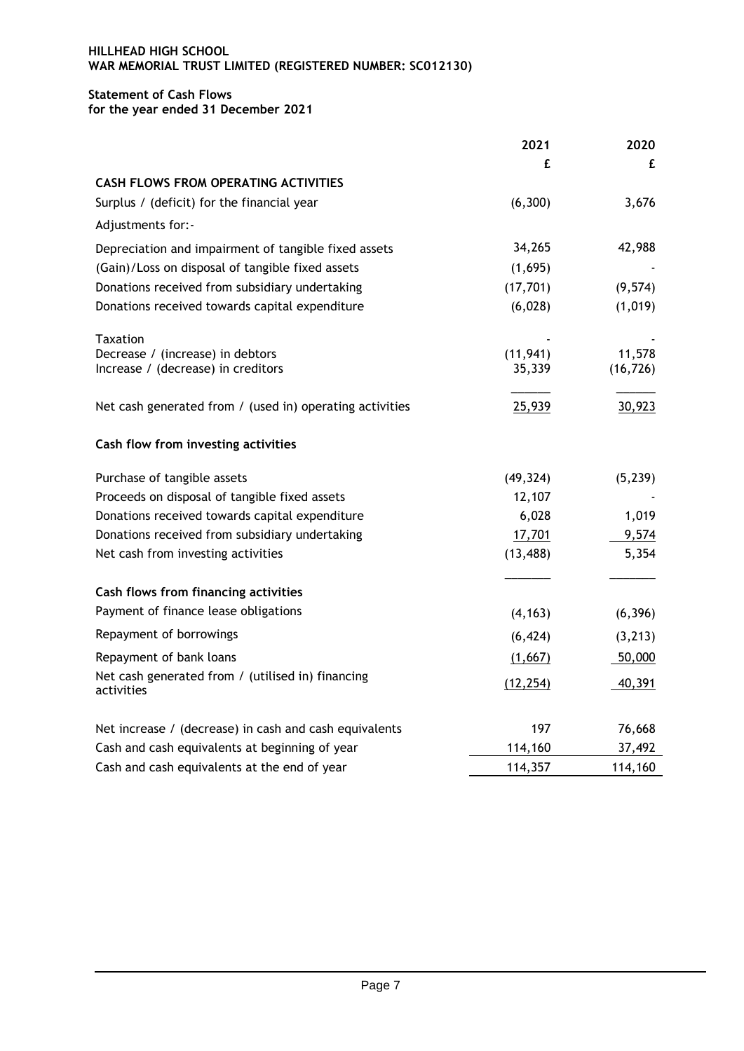**HILLHEAD HIGH SCHOOL**
**WAR MEMORIAL TRUST LIMITED (REGISTERED NUMBER: SC012130)**

**Statement of Cash Flows**
**for the year ended 31 December 2021**

| | 2021 | 2020 |
|---|---|---|
| | £ | £ |
| **CASH FLOWS FROM OPERATING ACTIVITIES** | | |
| Surplus / (deficit) for the financial year | (6,300) | 3,676 |
| Adjustments for:- | | |
| Depreciation and impairment of tangible fixed assets | 34,265 | 42,988 |
| (Gain)/Loss on disposal of tangible fixed assets | (1,695) | - |
| Donations received from subsidiary undertaking | (17,701) | (9,574) |
| Donations received towards capital expenditure | (6,028) | (1,019) |
| Taxation | - | - |
| Decrease / (increase) in debtors | (11,941) | 11,578 |
| Increase / (decrease) in creditors | 35,339 | (16,726) |
| Net cash generated from / (used in) operating activities | 25,939 | 30,923 |
| **Cash flow from investing activities** | | |
| Purchase of tangible assets | (49,324) | (5,239) |
| Proceeds on disposal of tangible fixed assets | 12,107 | - |
| Donations received towards capital expenditure | 6,028 | 1,019 |
| Donations received from subsidiary undertaking | 17,701 | 9,574 |
| Net cash from investing activities | (13,488) | 5,354 |
| **Cash flows from financing activities** | | |
| Payment of finance lease obligations | (4,163) | (6,396) |
| Repayment of borrowings | (6,424) | (3,213) |
| Repayment of bank loans | (1,667) | 50,000 |
| Net cash generated from / (utilised in) financing activities | (12,254) | 40,391 |
| Net increase / (decrease) in cash and cash equivalents | 197 | 76,668 |
| Cash and cash equivalents at beginning of year | 114,160 | 37,492 |
| Cash and cash equivalents at the end of year | 114,357 | 114,160 |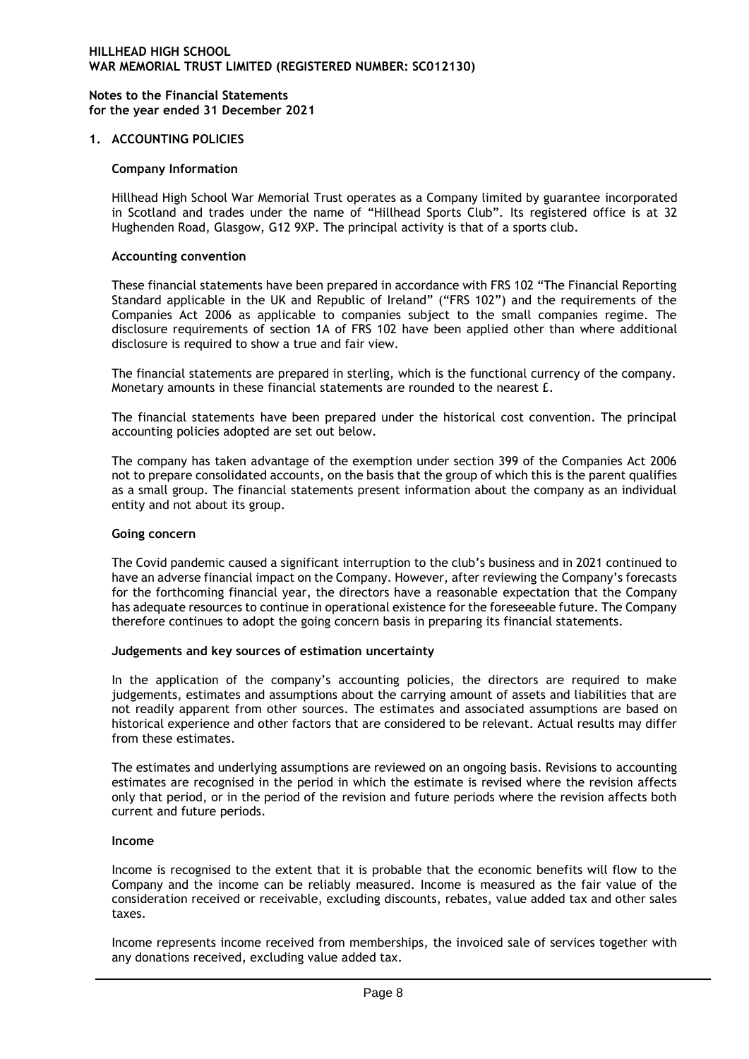**HILLHEAD HIGH SCHOOL**
**WAR MEMORIAL TRUST LIMITED (REGISTERED NUMBER: SC012130)**

**Notes to the Financial Statements**
**for the year ended 31 December 2021**

## 1. ACCOUNTING POLICIES

### Company Information

Hillhead High School War Memorial Trust operates as a Company limited by guarantee incorporated in Scotland and trades under the name of "Hillhead Sports Club". Its registered office is at 32 Hughenden Road, Glasgow, G12 9XP. The principal activity is that of a sports club.

### Accounting convention

These financial statements have been prepared in accordance with FRS 102 "The Financial Reporting Standard applicable in the UK and Republic of Ireland" ("FRS 102") and the requirements of the Companies Act 2006 as applicable to companies subject to the small companies regime. The disclosure requirements of section 1A of FRS 102 have been applied other than where additional disclosure is required to show a true and fair view.

The financial statements are prepared in sterling, which is the functional currency of the company. Monetary amounts in these financial statements are rounded to the nearest £.

The financial statements have been prepared under the historical cost convention. The principal accounting policies adopted are set out below.

The company has taken advantage of the exemption under section 399 of the Companies Act 2006 not to prepare consolidated accounts, on the basis that the group of which this is the parent qualifies as a small group. The financial statements present information about the company as an individual entity and not about its group.

### Going concern

The Covid pandemic caused a significant interruption to the club's business and in 2021 continued to have an adverse financial impact on the Company. However, after reviewing the Company's forecasts for the forthcoming financial year, the directors have a reasonable expectation that the Company has adequate resources to continue in operational existence for the foreseeable future. The Company therefore continues to adopt the going concern basis in preparing its financial statements.

### Judgements and key sources of estimation uncertainty

In the application of the company's accounting policies, the directors are required to make judgements, estimates and assumptions about the carrying amount of assets and liabilities that are not readily apparent from other sources. The estimates and associated assumptions are based on historical experience and other factors that are considered to be relevant. Actual results may differ from these estimates.

The estimates and underlying assumptions are reviewed on an ongoing basis. Revisions to accounting estimates are recognised in the period in which the estimate is revised where the revision affects only that period, or in the period of the revision and future periods where the revision affects both current and future periods.

### Income

Income is recognised to the extent that it is probable that the economic benefits will flow to the Company and the income can be reliably measured. Income is measured as the fair value of the consideration received or receivable, excluding discounts, rebates, value added tax and other sales taxes.

Income represents income received from memberships, the invoiced sale of services together with any donations received, excluding value added tax.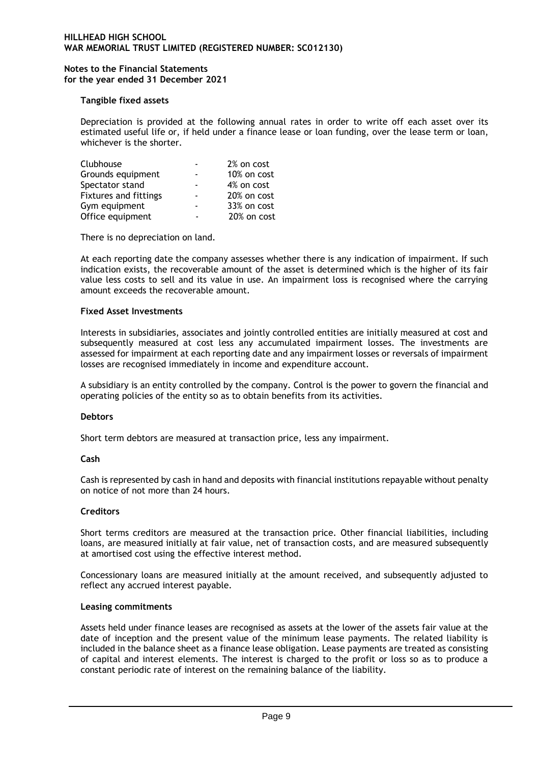**Tangible fixed assets**

Depreciation is provided at the following annual rates in order to write off each asset over its estimated useful life or, if held under a finance lease or loan funding, over the lease term or loan, whichever is the shorter.

| | | |
|---|---|---|
| Clubhouse | - | 2% on cost |
| Grounds equipment | - | 10% on cost |
| Spectator stand | - | 4% on cost |
| Fixtures and fittings | - | 20% on cost |
| Gym equipment | - | 33% on cost |
| Office equipment | - | 20% on cost |

There is no depreciation on land.

At each reporting date the company assesses whether there is any indication of impairment. If such indication exists, the recoverable amount of the asset is determined which is the higher of its fair value less costs to sell and its value in use. An impairment loss is recognised where the carrying amount exceeds the recoverable amount.

**Fixed Asset Investments**

Interests in subsidiaries, associates and jointly controlled entities are initially measured at cost and subsequently measured at cost less any accumulated impairment losses. The investments are assessed for impairment at each reporting date and any impairment losses or reversals of impairment losses are recognised immediately in income and expenditure account.

A subsidiary is an entity controlled by the company. Control is the power to govern the financial and operating policies of the entity so as to obtain benefits from its activities.

**Debtors**

Short term debtors are measured at transaction price, less any impairment.

**Cash**

Cash is represented by cash in hand and deposits with financial institutions repayable without penalty on notice of not more than 24 hours.

**Creditors**

Short terms creditors are measured at the transaction price. Other financial liabilities, including loans, are measured initially at fair value, net of transaction costs, and are measured subsequently at amortised cost using the effective interest method.

Concessionary loans are measured initially at the amount received, and subsequently adjusted to reflect any accrued interest payable.

**Leasing commitments**

Assets held under finance leases are recognised as assets at the lower of the assets fair value at the date of inception and the present value of the minimum lease payments. The related liability is included in the balance sheet as a finance lease obligation. Lease payments are treated as consisting of capital and interest elements. The interest is charged to the profit or loss so as to produce a constant periodic rate of interest on the remaining balance of the liability.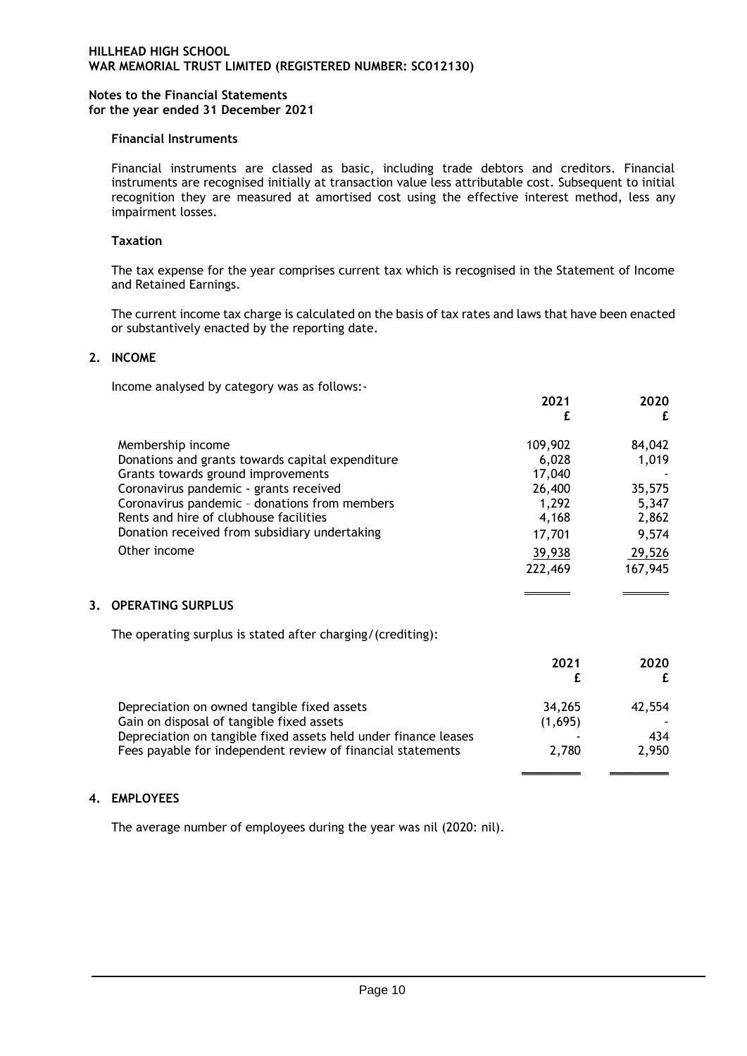**HILLHEAD HIGH SCHOOL**
**WAR MEMORIAL TRUST LIMITED (REGISTERED NUMBER: SC012130)**

**Notes to the Financial Statements**
**for the year ended 31 December 2021**

### Financial Instruments

Financial instruments are classed as basic, including trade debtors and creditors. Financial instruments are recognised initially at transaction value less attributable cost. Subsequent to initial recognition they are measured at amortised cost using the effective interest method, less any impairment losses.

### Taxation

The tax expense for the year comprises current tax which is recognised in the Statement of Income and Retained Earnings.

The current income tax charge is calculated on the basis of tax rates and laws that have been enacted or substantively enacted by the reporting date.

## 2. INCOME

Income analysed by category was as follows:-

| | 2021 £ | 2020 £ |
|---|---|---|
| Membership income | 109,902 | 84,042 |
| Donations and grants towards capital expenditure | 6,028 | 1,019 |
| Grants towards ground improvements | 17,040 | - |
| Coronavirus pandemic - grants received | 26,400 | 35,575 |
| Coronavirus pandemic – donations from members | 1,292 | 5,347 |
| Rents and hire of clubhouse facilities | 4,168 | 2,862 |
| Donation received from subsidiary undertaking | 17,701 | 9,574 |
| Other income | 39,938 | 29,526 |
| | 222,469 | 167,945 |

## 3. OPERATING SURPLUS

The operating surplus is stated after charging/(crediting):

| | 2021 £ | 2020 £ |
|---|---|---|
| Depreciation on owned tangible fixed assets | 34,265 | 42,554 |
| Gain on disposal of tangible fixed assets | (1,695) | - |
| Depreciation on tangible fixed assets held under finance leases | - | 434 |
| Fees payable for independent review of financial statements | 2,780 | 2,950 |

## 4. EMPLOYEES

The average number of employees during the year was nil (2020: nil).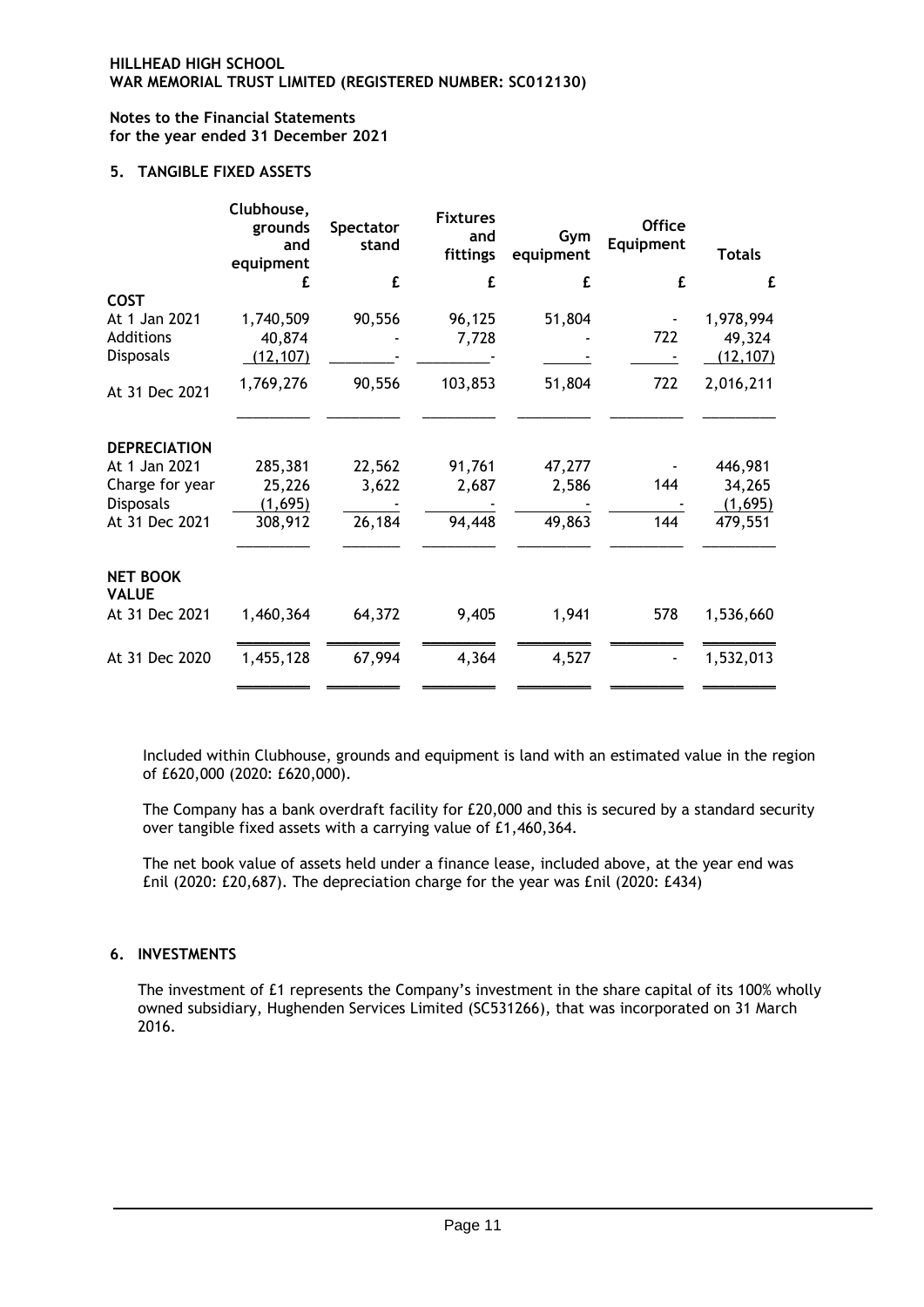**HILLHEAD HIGH SCHOOL**
**WAR MEMORIAL TRUST LIMITED (REGISTERED NUMBER: SC012130)**

**Notes to the Financial Statements**
**for the year ended 31 December 2021**

### 5. TANGIBLE FIXED ASSETS

| | Clubhouse, grounds and equipment | Spectator stand | Fixtures and fittings | Gym equipment | Office Equipment | Totals |
|---|---|---|---|---|---|---|
| | £ | £ | £ | £ | £ | £ |
| **COST** | | | | | | |
| At 1 Jan 2021 | 1,740,509 | 90,556 | 96,125 | 51,804 | - | 1,978,994 |
| Additions | 40,874 | - | 7,728 | - | 722 | 49,324 |
| Disposals | (12,107) | - | - | - | - | (12,107) |
| At 31 Dec 2021 | 1,769,276 | 90,556 | 103,853 | 51,804 | 722 | 2,016,211 |
| **DEPRECIATION** | | | | | | |
| At 1 Jan 2021 | 285,381 | 22,562 | 91,761 | 47,277 | - | 446,981 |
| Charge for year | 25,226 | 3,622 | 2,687 | 2,586 | 144 | 34,265 |
| Disposals | (1,695) | - | - | - | - | (1,695) |
| At 31 Dec 2021 | 308,912 | 26,184 | 94,448 | 49,863 | 144 | 479,551 |
| **NET BOOK VALUE** | | | | | | |
| At 31 Dec 2021 | 1,460,364 | 64,372 | 9,405 | 1,941 | 578 | 1,536,660 |
| At 31 Dec 2020 | 1,455,128 | 67,994 | 4,364 | 4,527 | - | 1,532,013 |

Included within Clubhouse, grounds and equipment is land with an estimated value in the region of £620,000 (2020: £620,000).

The Company has a bank overdraft facility for £20,000 and this is secured by a standard security over tangible fixed assets with a carrying value of £1,460,364.

The net book value of assets held under a finance lease, included above, at the year end was £nil (2020: £20,687). The depreciation charge for the year was £nil (2020: £434)

### 6. INVESTMENTS

The investment of £1 represents the Company's investment in the share capital of its 100% wholly owned subsidiary, Hughenden Services Limited (SC531266), that was incorporated on 31 March 2016.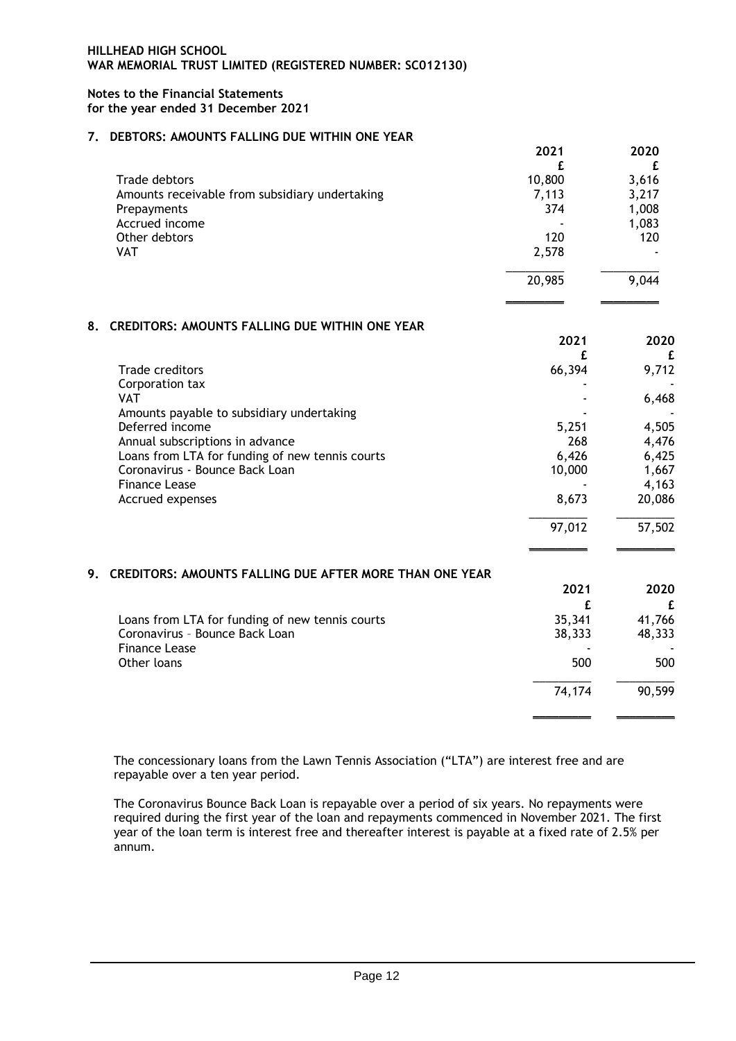**HILLHEAD HIGH SCHOOL**
**WAR MEMORIAL TRUST LIMITED (REGISTERED NUMBER: SC012130)**

**Notes to the Financial Statements**
**for the year ended 31 December 2021**

## 7. DEBTORS: AMOUNTS FALLING DUE WITHIN ONE YEAR

| | 2021 | 2020 |
|---|---|---|
| | £ | £ |
| Trade debtors | 10,800 | 3,616 |
| Amounts receivable from subsidiary undertaking | 7,113 | 3,217 |
| Prepayments | 374 | 1,008 |
| Accrued income | - | 1,083 |
| Other debtors | 120 | 120 |
| VAT | 2,578 | - |
| | 20,985 | 9,044 |

## 8. CREDITORS: AMOUNTS FALLING DUE WITHIN ONE YEAR

| | 2021 | 2020 |
|---|---|---|
| | £ | £ |
| Trade creditors | 66,394 | 9,712 |
| Corporation tax | - | - |
| VAT | - | 6,468 |
| Amounts payable to subsidiary undertaking | - | - |
| Deferred income | 5,251 | 4,505 |
| Annual subscriptions in advance | 268 | 4,476 |
| Loans from LTA for funding of new tennis courts | 6,426 | 6,425 |
| Coronavirus - Bounce Back Loan | 10,000 | 1,667 |
| Finance Lease | - | 4,163 |
| Accrued expenses | 8,673 | 20,086 |
| | 97,012 | 57,502 |

## 9. CREDITORS: AMOUNTS FALLING DUE AFTER MORE THAN ONE YEAR

| | 2021 | 2020 |
|---|---|---|
| | £ | £ |
| Loans from LTA for funding of new tennis courts | 35,341 | 41,766 |
| Coronavirus – Bounce Back Loan | 38,333 | 48,333 |
| Finance Lease | - | - |
| Other loans | 500 | 500 |
| | 74,174 | 90,599 |

The concessionary loans from the Lawn Tennis Association ("LTA") are interest free and are repayable over a ten year period.

The Coronavirus Bounce Back Loan is repayable over a period of six years. No repayments were required during the first year of the loan and repayments commenced in November 2021. The first year of the loan term is interest free and thereafter interest is payable at a fixed rate of 2.5% per annum.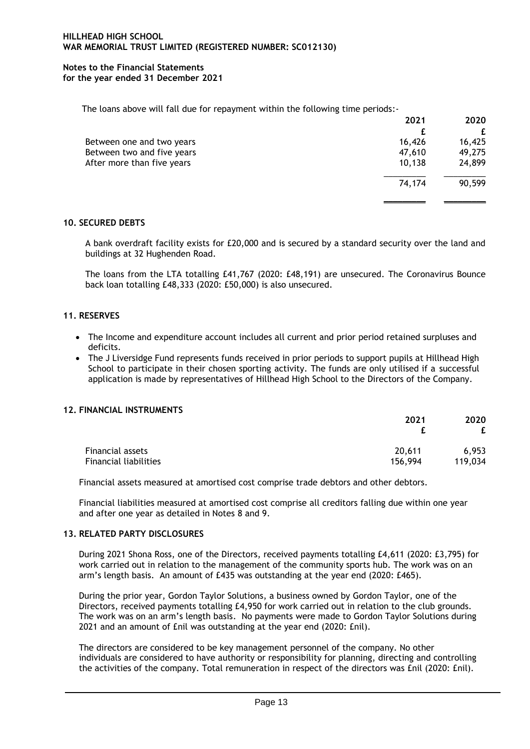The loans above will fall due for repayment within the following time periods:-

| | 2021 | 2020 |
|---|---|---|
| | £ | £ |
| Between one and two years | 16,426 | 16,425 |
| Between two and five years | 47,610 | 49,275 |
| After more than five years | 10,138 | 24,899 |
| | 74,174 | 90,599 |

## 10. SECURED DEBTS

A bank overdraft facility exists for £20,000 and is secured by a standard security over the land and buildings at 32 Hughenden Road.

The loans from the LTA totalling £41,767 (2020: £48,191) are unsecured. The Coronavirus Bounce back loan totalling £48,333 (2020: £50,000) is also unsecured.

## 11. RESERVES

- The Income and expenditure account includes all current and prior period retained surpluses and deficits.
- The J Liversidge Fund represents funds received in prior periods to support pupils at Hillhead High School to participate in their chosen sporting activity. The funds are only utilised if a successful application is made by representatives of Hillhead High School to the Directors of the Company.

## 12. FINANCIAL INSTRUMENTS

| | 2021 | 2020 |
|---|---|---|
| | £ | £ |
| Financial assets | 20,611 | 6,953 |
| Financial liabilities | 156,994 | 119,034 |

Financial assets measured at amortised cost comprise trade debtors and other debtors.

Financial liabilities measured at amortised cost comprise all creditors falling due within one year and after one year as detailed in Notes 8 and 9.

## 13. RELATED PARTY DISCLOSURES

During 2021 Shona Ross, one of the Directors, received payments totalling £4,611 (2020: £3,795) for work carried out in relation to the management of the community sports hub. The work was on an arm's length basis. An amount of £435 was outstanding at the year end (2020: £465).

During the prior year, Gordon Taylor Solutions, a business owned by Gordon Taylor, one of the Directors, received payments totalling £4,950 for work carried out in relation to the club grounds. The work was on an arm's length basis. No payments were made to Gordon Taylor Solutions during 2021 and an amount of £nil was outstanding at the year end (2020: £nil).

The directors are considered to be key management personnel of the company. No other individuals are considered to have authority or responsibility for planning, directing and controlling the activities of the company. Total remuneration in respect of the directors was £nil (2020: £nil).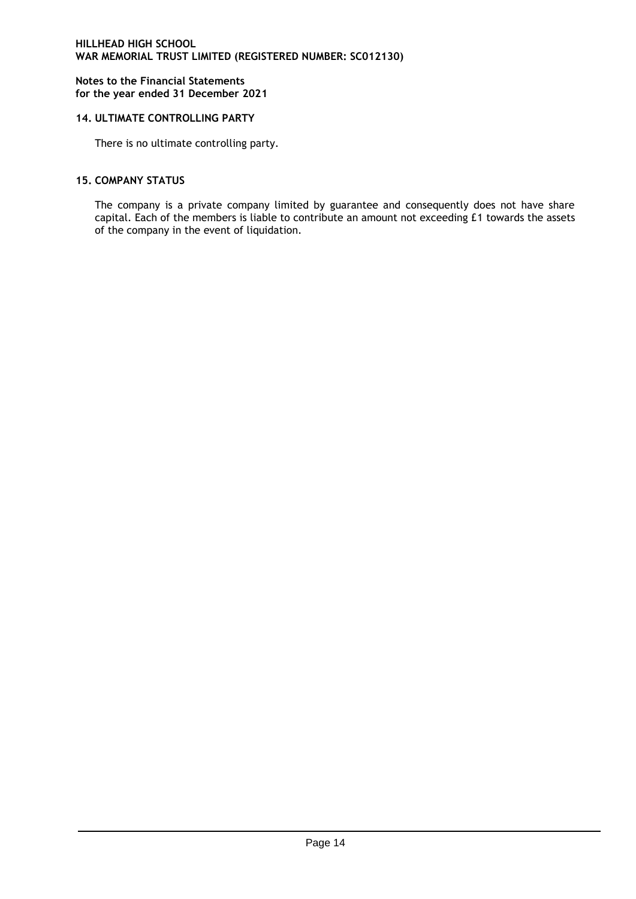## 14. ULTIMATE CONTROLLING PARTY

There is no ultimate controlling party.

## 15. COMPANY STATUS

The company is a private company limited by guarantee and consequently does not have share capital. Each of the members is liable to contribute an amount not exceeding £1 towards the assets of the company in the event of liquidation.